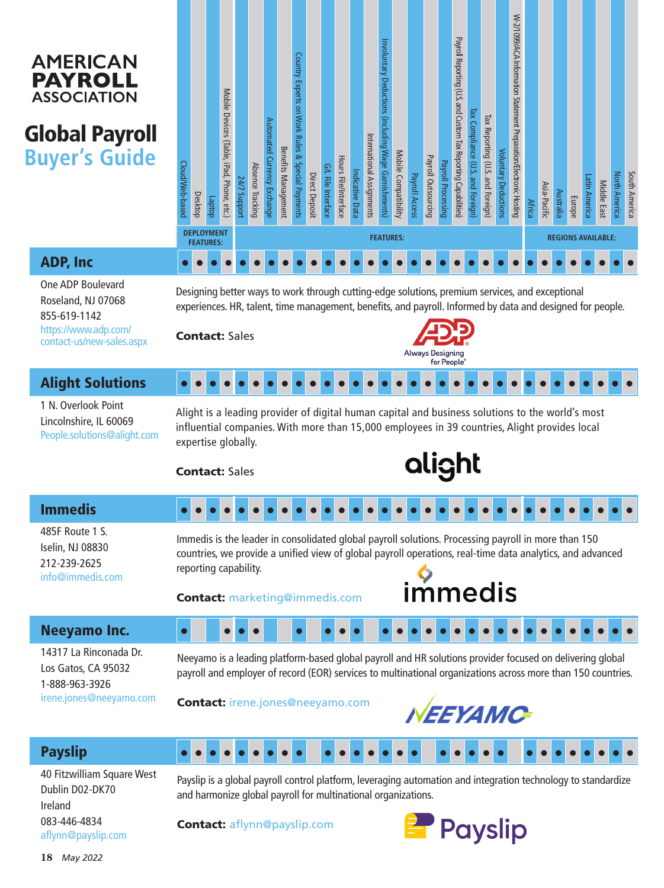# AMERICAN PAYROLL ASSOCIATION

# Global Payroll Buyer's Guide

| | DEPLOYMENT FEATURES: | | | | FEATURES: | | | | | | | | | | | | | | | | | | | | REGIONS AVAILABLE: | | | | | | | |
|---|---|---|---|---|---|---|---|---|---|---|---|---|---|---|---|---|---|---|---|---|---|---|---|---|---|---|---|---|---|---|---|---|
| | Cloud/Web-based | Desktop | Laptop | Mobile Devices (Table, iPad, Phone, etc.) | 24/7 Support | Absence Tracking | Automated Currency Exchange | Benefits Management | Country Experts on Work Rules & Special Payments | Direct Deposit | G/L File Interface | Hours File/Interface | Indicative Data | International Assignments | Involuntary Deductions (including Wage Garnishments) | Mobile Compatibility | Payroll Access | Payroll Outsourcing | Payroll Processing | Payroll Reporting (U.S. and Custom Tax Reporting Capabilities) | Tax Compliance (U.S. and Foreign) | Tax Reporting (U.S. and Foreign) | Voluntary Deductions | W-2/1099/ACA Information Statement Preparation/Electronic Hosting | Africa | Asia-Pacific | Australia | Europe | Latin America | Middle East | North America | South America |
| **ADP, Inc** | ● | ● | ● | ● | ● | ● | ● | ● | ● | ● | ● | ● | ● | ● | ● | ● | ● | ● | ● | ● | ● | ● | ● | ● | ● | ● | ● | ● | ● | ● | ● | ● |
| **Alight Solutions** | ● | ● | ● | ● | ● | ● | ● | ● | ● | ● | ● | ● | ● | ● | ● | ● | ● | ● | ● | ● | ● | ● | ● | ● | ● | ● | ● | ● | ● | ● | ● | ● |
| **Immedis** | ● | ● | ● | ● | ● | ● | ● | ● | ● | ● | ● | ● | ● | ● | ● | ● | ● | ● | ● | ● | ● | ● | ● | ● | ● | ● | ● | ● | ● | ● | ● | ● |
| **Neeyamo Inc.** | ● | | | ● | ● | ● | | | ● | | ● | ● | ● | | ● | ● | ● | ● | ● | ● | ● | ● | ● | ● | ● | ● | ● | ● | ● | ● | ● | ● |
| **Payslip** | ● | ● | ● | ● | ● | ● | ● | ● | ● | | ● | ● | ● | ● | ● | ● | ● | | ● | ● | ● | ● | ● | | ● | ● | ● | ● | ● | ● | ● | ● |

## ADP, Inc

One ADP Boulevard
Roseland, NJ 07068
855-619-1142
https://www.adp.com/contact-us/new-sales.aspx

Designing better ways to work through cutting-edge solutions, premium services, and exceptional experiences. HR, talent, time management, benefits, and payroll. Informed by data and designed for people.

**Contact:** Sales

ADP Always Designing for People®

## Alight Solutions

1 N. Overlook Point
Lincolnshire, IL 60069
People.solutions@alight.com

Alight is a leading provider of digital human capital and business solutions to the world's most influential companies. With more than 15,000 employees in 39 countries, Alight provides local expertise globally.

**Contact:** Sales

alight

## Immedis

485F Route 1 S.
Iselin, NJ 08830
212-239-2625
info@immedis.com

Immedis is the leader in consolidated global payroll solutions. Processing payroll in more than 150 countries, we provide a unified view of global payroll operations, real-time data analytics, and advanced reporting capability.

**Contact:** marketing@immedis.com

immedis

## Neeyamo Inc.

14317 La Rinconada Dr.
Los Gatos, CA 95032
1-888-963-3926
irene.jones@neeyamo.com

Neeyamo is a leading platform-based global payroll and HR solutions provider focused on delivering global payroll and employer of record (EOR) services to multinational organizations across more than 150 countries.

**Contact:** irene.jones@neeyamo.com

NEEYAMO

## Payslip

40 Fitzwilliam Square West
Dublin D02-DK70
Ireland
083-446-4834
aflynn@payslip.com

Payslip is a global payroll control platform, leveraging automation and integration technology to standardize and harmonize global payroll for multinational organizations.

**Contact:** aflynn@payslip.com

Payslip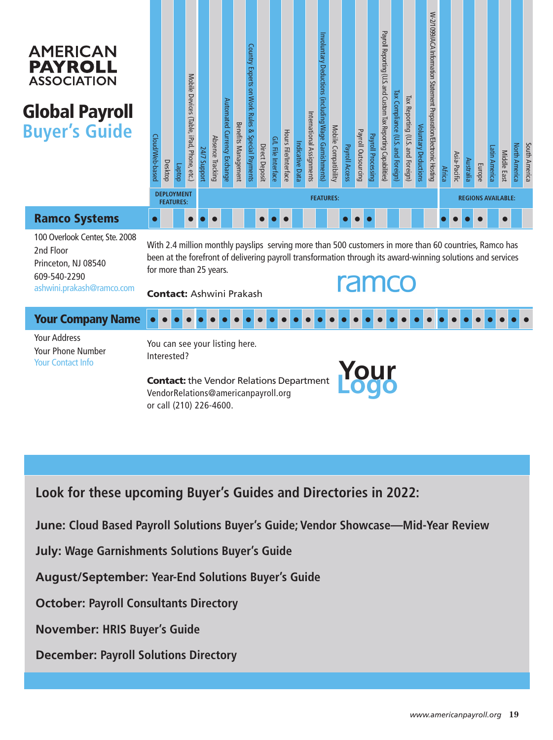# AMERICAN PAYROLL ASSOCIATION

## Global Payroll Buyer's Guide

| | DEPLOYMENT FEATURES: | | | | FEATURES: | | | | | | | | | | | | | | | | | | | | REGIONS AVAILABLE: | | | | | | | |
|---|---|---|---|---|---|---|---|---|---|---|---|---|---|---|---|---|---|---|---|---|---|---|---|---|---|---|---|---|---|---|---|---|
| | Cloud/Web-based | Desktop | Laptop | Mobile Devices (Table, iPad, Phone, etc.) | 24/7 Support | Absence Tracking | Automated Currency Exchange | Benefits Management | Country Experts on Work Rules & Special Payments | Direct Deposit | G/L File Interface | Hours File/Interface | Indicative Data | International Assignments | Involuntary Deductions (including Wage Garnishments) | Mobile Compatibility | Payroll Access | Payroll Outsourcing | Payroll Processing | Payroll Reporting (U.S. and Custom Tax Reporting Capabilities) | Tax Compliance (U.S. and Foreign) | Tax Reporting (U.S. and Foreign) | Voluntary Deductions | W-2/1099/ACA Information Statement Preparation/Electronic Hosting | Africa | Asia-Pacific | Australia | Europe | Latin America | Middle East | North America | South America |
| **Ramco Systems** | ● | | | ● | ● | ● | | | | ● | ● | ● | | | | | ● | ● | ● | | | | | | ● | ● | ● | ● | | ● | | |
| **Your Company Name** | ● | ● | ● | ● | ● | ● | ● | ● | ● | ● | ● | ● | ● | ● | ● | ● | ● | ● | ● | ● | ● | ● | ● | ● | ● | ● | ● | ● | ● | ● | ● | ● |

### Ramco Systems

100 Overlook Center, Ste. 2008
2nd Floor
Princeton, NJ 08540
609-540-2290
ashwini.prakash@ramco.com

With 2.4 million monthly payslips serving more than 500 customers in more than 60 countries, Ramco has been at the forefront of delivering payroll transformation through its award-winning solutions and services for more than 25 years.

**Contact:** Ashwini Prakash

ramco

### Your Company Name

Your Address
Your Phone Number
Your Contact Info

You can see your listing here.
Interested?

**Contact:** the Vendor Relations Department
VendorRelations@americanpayroll.org
or call (210) 226-4600.

Your Logo

## Look for these upcoming Buyer's Guides and Directories in 2022:

**June: Cloud Based Payroll Solutions Buyer's Guide; Vendor Showcase—Mid-Year Review**

**July: Wage Garnishments Solutions Buyer's Guide**

**August/September: Year-End Solutions Buyer's Guide**

**October: Payroll Consultants Directory**

**November: HRIS Buyer's Guide**

**December: Payroll Solutions Directory**

www.americanpayroll.org